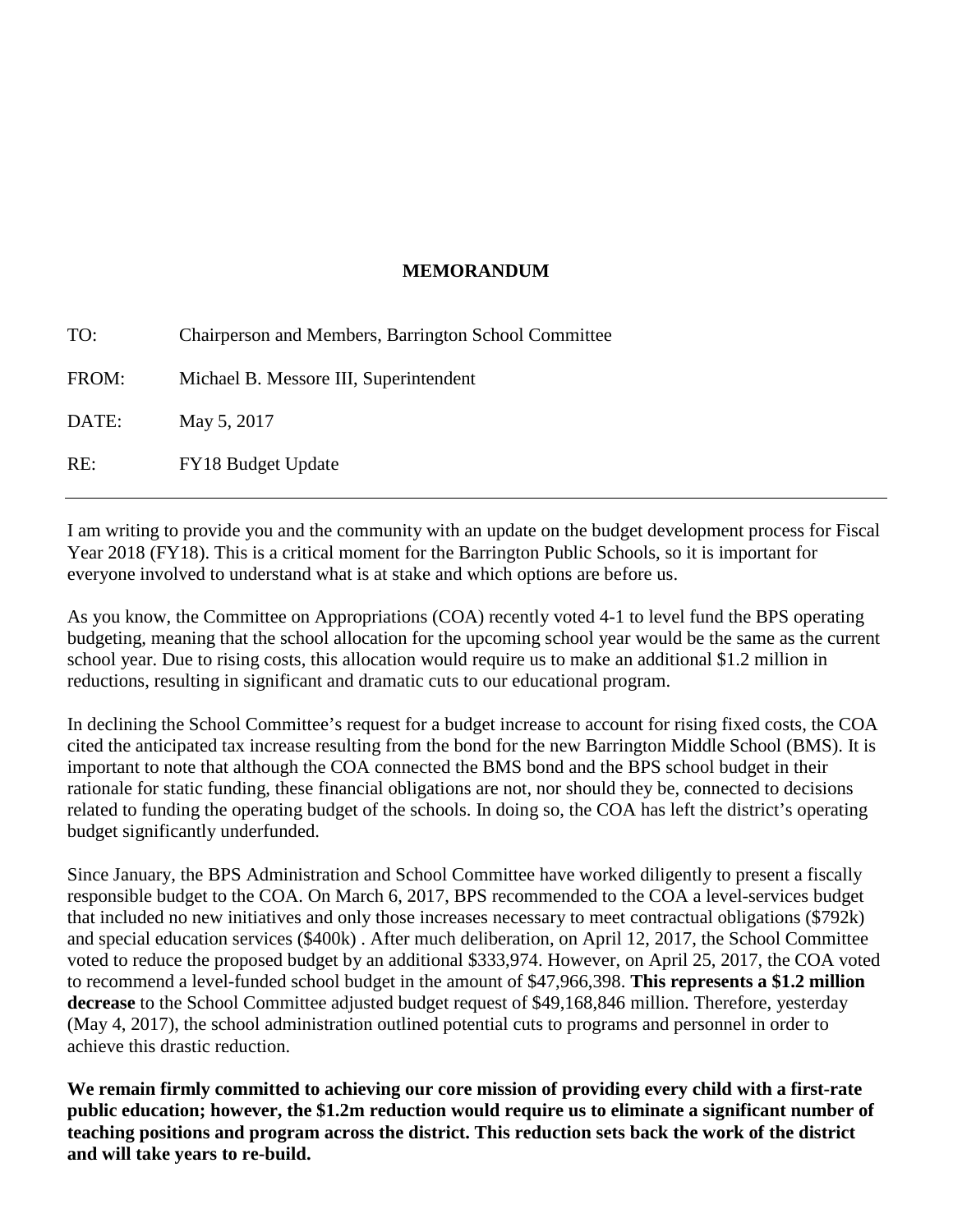# MEMORANDUM

TO: Chairperson and Members, Barrington School Committee

FROM: Michael B. Messore III, Superintendent

DATE: May 5, 2017

RE: FY18 Budget Update

---

I am writing to provide you and the community with an update on the budget development process for Fiscal Year 2018 (FY18). This is a critical moment for the Barrington Public Schools, so it is important for everyone involved to understand what is at stake and which options are before us.

As you know, the Committee on Appropriations (COA) recently voted 4-1 to level fund the BPS operating budgeting, meaning that the school allocation for the upcoming school year would be the same as the current school year. Due to rising costs, this allocation would require us to make an additional $1.2 million in reductions, resulting in significant and dramatic cuts to our educational program.

In declining the School Committee's request for a budget increase to account for rising fixed costs, the COA cited the anticipated tax increase resulting from the bond for the new Barrington Middle School (BMS). It is important to note that although the COA connected the BMS bond and the BPS school budget in their rationale for static funding, these financial obligations are not, nor should they be, connected to decisions related to funding the operating budget of the schools. In doing so, the COA has left the district's operating budget significantly underfunded.

Since January, the BPS Administration and School Committee have worked diligently to present a fiscally responsible budget to the COA. On March 6, 2017, BPS recommended to the COA a level-services budget that included no new initiatives and only those increases necessary to meet contractual obligations ($792k) and special education services ($400k) . After much deliberation, on April 12, 2017, the School Committee voted to reduce the proposed budget by an additional $333,974. However, on April 25, 2017, the COA voted to recommend a level-funded school budget in the amount of $47,966,398. **This represents a $1.2 million decrease** to the School Committee adjusted budget request of $49,168,846 million. Therefore, yesterday (May 4, 2017), the school administration outlined potential cuts to programs and personnel in order to achieve this drastic reduction.

**We remain firmly committed to achieving our core mission of providing every child with a first-rate public education; however, the $1.2m reduction would require us to eliminate a significant number of teaching positions and program across the district. This reduction sets back the work of the district and will take years to re-build.**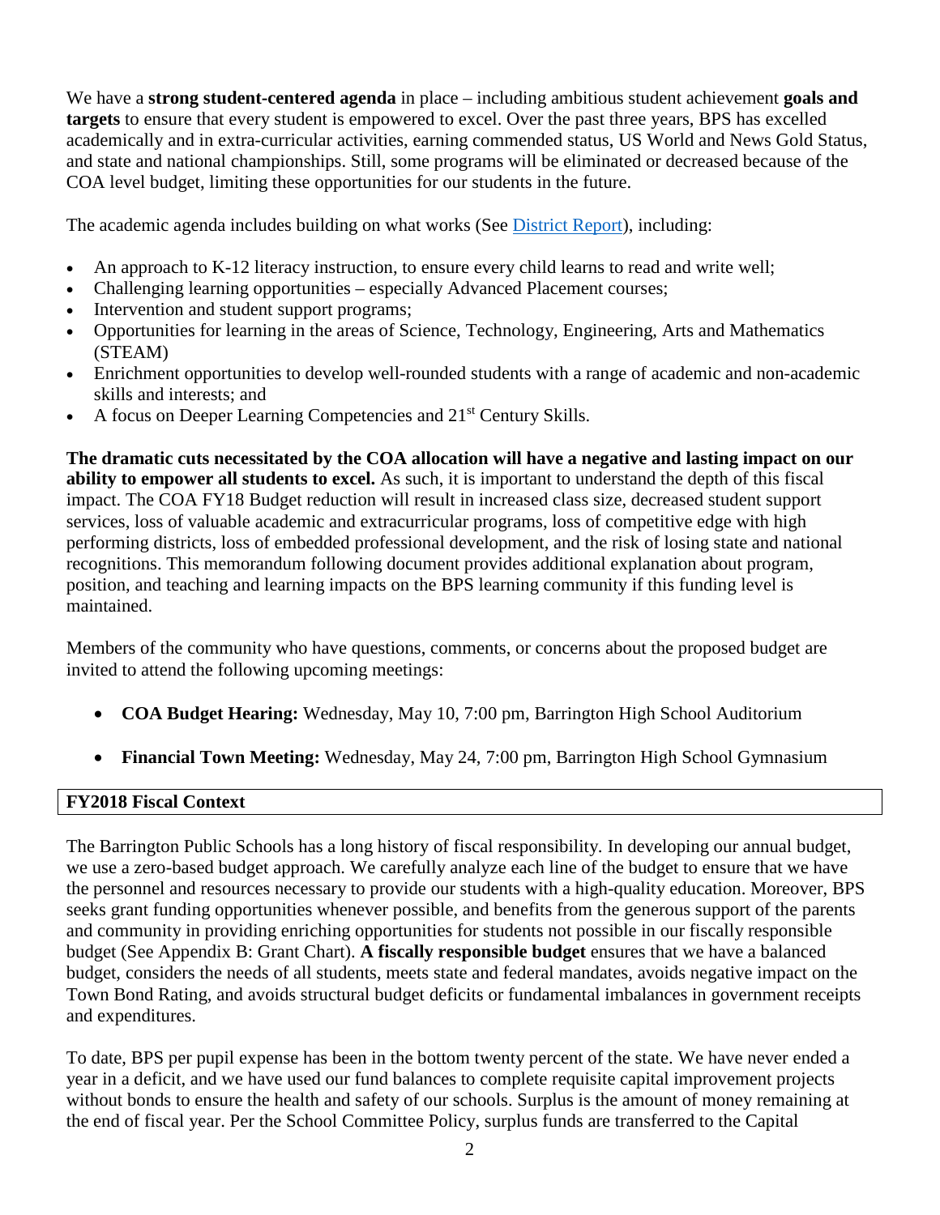We have a **strong student-centered agenda** in place – including ambitious student achievement **goals and targets** to ensure that every student is empowered to excel. Over the past three years, BPS has excelled academically and in extra-curricular activities, earning commended status, US World and News Gold Status, and state and national championships. Still, some programs will be eliminated or decreased because of the COA level budget, limiting these opportunities for our students in the future.

The academic agenda includes building on what works (See [District Report]), including:

- An approach to K-12 literacy instruction, to ensure every child learns to read and write well;
- Challenging learning opportunities – especially Advanced Placement courses;
- Intervention and student support programs;
- Opportunities for learning in the areas of Science, Technology, Engineering, Arts and Mathematics (STEAM)
- Enrichment opportunities to develop well-rounded students with a range of academic and non-academic skills and interests; and
- A focus on Deeper Learning Competencies and 21st Century Skills.

**The dramatic cuts necessitated by the COA allocation will have a negative and lasting impact on our ability to empower all students to excel.** As such, it is important to understand the depth of this fiscal impact. The COA FY18 Budget reduction will result in increased class size, decreased student support services, loss of valuable academic and extracurricular programs, loss of competitive edge with high performing districts, loss of embedded professional development, and the risk of losing state and national recognitions. This memorandum following document provides additional explanation about program, position, and teaching and learning impacts on the BPS learning community if this funding level is maintained.

Members of the community who have questions, comments, or concerns about the proposed budget are invited to attend the following upcoming meetings:

- **COA Budget Hearing:** Wednesday, May 10, 7:00 pm, Barrington High School Auditorium
- **Financial Town Meeting:** Wednesday, May 24, 7:00 pm, Barrington High School Gymnasium

## FY2018 Fiscal Context

The Barrington Public Schools has a long history of fiscal responsibility. In developing our annual budget, we use a zero-based budget approach. We carefully analyze each line of the budget to ensure that we have the personnel and resources necessary to provide our students with a high-quality education. Moreover, BPS seeks grant funding opportunities whenever possible, and benefits from the generous support of the parents and community in providing enriching opportunities for students not possible in our fiscally responsible budget (See Appendix B: Grant Chart). **A fiscally responsible budget** ensures that we have a balanced budget, considers the needs of all students, meets state and federal mandates, avoids negative impact on the Town Bond Rating, and avoids structural budget deficits or fundamental imbalances in government receipts and expenditures.

To date, BPS per pupil expense has been in the bottom twenty percent of the state. We have never ended a year in a deficit, and we have used our fund balances to complete requisite capital improvement projects without bonds to ensure the health and safety of our schools. Surplus is the amount of money remaining at the end of fiscal year. Per the School Committee Policy, surplus funds are transferred to the Capital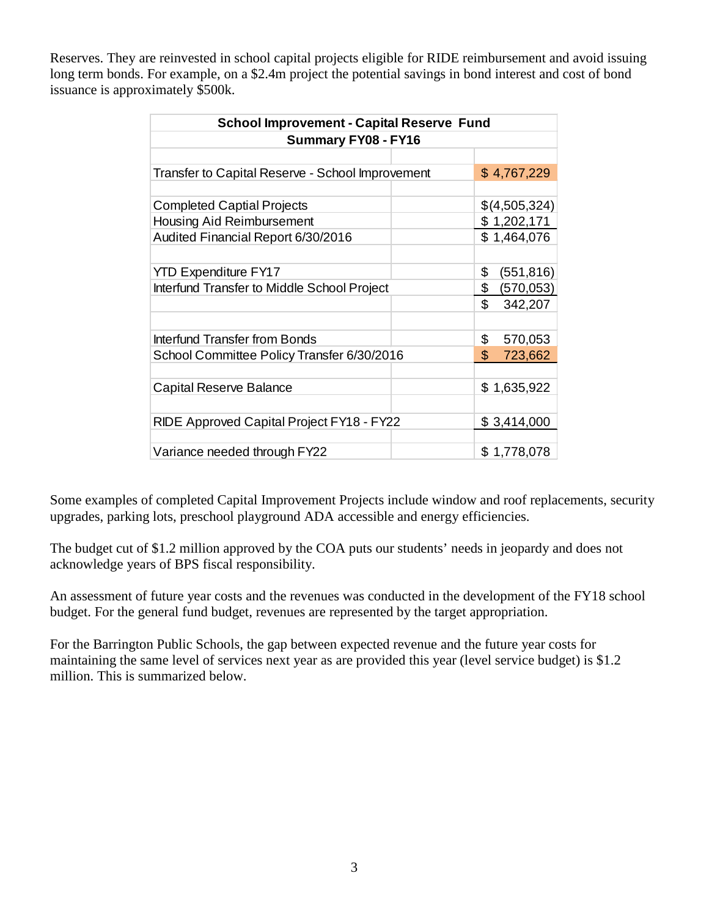Reserves. They are reinvested in school capital projects eligible for RIDE reimbursement and avoid issuing long term bonds. For example, on a $2.4m project the potential savings in bond interest and cost of bond issuance is approximately $500k.

| School Improvement - Capital Reserve Fund<br>Summary FY08 - FY16 | | |
|---|---|---|
| | | |
| Transfer to Capital Reserve - School Improvement | | $ 4,767,229 |
| | | |
| Completed Captial Projects | | $(4,505,324) |
| Housing Aid Reimbursement | | $ 1,202,171 |
| Audited Financial Report 6/30/2016 | | $ 1,464,076 |
| | | |
| YTD Expenditure FY17 | | $ (551,816) |
| Interfund Transfer to Middle School Project | | $ (570,053) |
| | | $ 342,207 |
| | | |
| Interfund Transfer from Bonds | | $ 570,053 |
| School Committee Policy Transfer 6/30/2016 | | $ 723,662 |
| | | |
| Capital Reserve Balance | | $ 1,635,922 |
| | | |
| RIDE Approved Capital Project FY18 - FY22 | | $ 3,414,000 |
| | | |
| Variance needed through FY22 | | $ 1,778,078 |

Some examples of completed Capital Improvement Projects include window and roof replacements, security upgrades, parking lots, preschool playground ADA accessible and energy efficiencies.

The budget cut of $1.2 million approved by the COA puts our students' needs in jeopardy and does not acknowledge years of BPS fiscal responsibility.

An assessment of future year costs and the revenues was conducted in the development of the FY18 school budget. For the general fund budget, revenues are represented by the target appropriation.

For the Barrington Public Schools, the gap between expected revenue and the future year costs for maintaining the same level of services next year as are provided this year (level service budget) is $1.2 million. This is summarized below.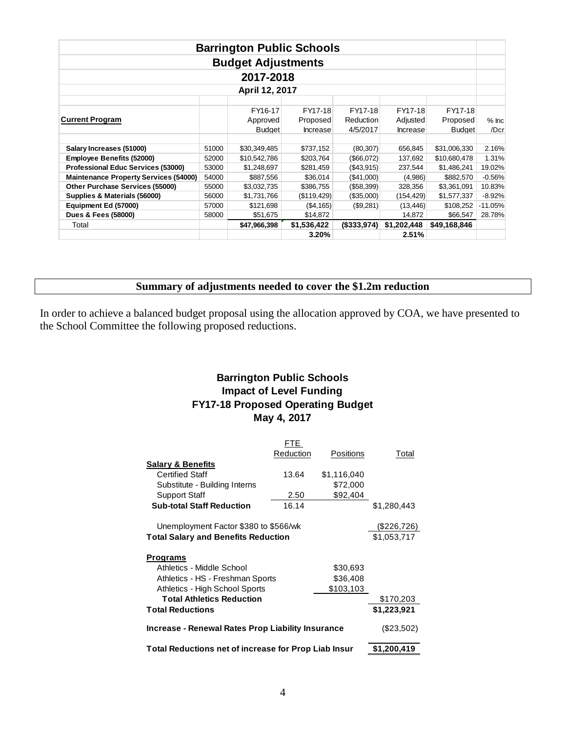## Barrington Public Schools

### Budget Adjustments

### 2017-2018

### April 12, 2017

| Current Program | | FY16-17 Approved Budget | FY17-18 Proposed Increase | FY17-18 Reduction 4/5/2017 | FY17-18 Adjusted Increase | FY17-18 Proposed Budget | % Inc /Dcr |
|---|---|---|---|---|---|---|---|
| **Salary Increases (51000)** | 51000 | $30,349,485 | $737,152 | (80,307) | 656,845 | $31,006,330 | 2.16% |
| **Employee Benefits (52000)** | 52000 | $10,542,786 | $203,764 | ($66,072) | 137,692 | $10,680,478 | 1.31% |
| **Professional Educ Services (53000)** | 53000 | $1,248,697 | $281,459 | ($43,915) | 237,544 | $1,486,241 | 19.02% |
| **Maintenance Property Services (54000)** | 54000 | $887,556 | $36,014 | ($41,000) | (4,986) | $882,570 | -0.56% |
| **Other Purchase Services (55000)** | 55000 | $3,032,735 | $386,755 | ($58,399) | 328,356 | $3,361,091 | 10.83% |
| **Supplies & Materials (56000)** | 56000 | $1,731,766 | ($119,429) | ($35,000) | (154,429) | $1,577,337 | -8.92% |
| **Equipment Ed (57000)** | 57000 | $121,698 | ($4,165) | ($9,281) | (13,446) | $108,252 | -11.05% |
| **Dues & Fees (58000)** | 58000 | $51,675 | $14,872 | | 14,872 | $66,547 | 28.78% |
| Total | | **$47,966,398** | **$1,536,422** | **($333,974)** | **$1,202,448** | **$49,168,846** | |
| | | | **3.20%** | | **2.51%** | | |

**Summary of adjustments needed to cover the $1.2m reduction**

In order to achieve a balanced budget proposal using the allocation approved by COA, we have presented to the School Committee the following proposed reductions.

### Barrington Public Schools
### Impact of Level Funding
### FY17-18 Proposed Operating Budget
### May 4, 2017

| | FTE Reduction | Positions | Total |
|---|---|---|---|
| **Salary & Benefits** | | | |
| Certified Staff | 13.64 | $1,116,040 | |
| Substitute - Building Interns | | $72,000 | |
| Support Staff | 2.50 | $92,404 | |
| **Sub-total Staff Reduction** | 16.14 | | $1,280,443 |
| Unemployment Factor $380 to $566/wk | | | ($226,726) |
| **Total Salary and Benefits Reduction** | | | $1,053,717 |
| **Programs** | | | |
| Athletics - Middle School | | $30,693 | |
| Athletics - HS - Freshman Sports | | $36,408 | |
| Athletics - High School Sports | | $103,103 | |
| **Total Athletics Reduction** | | | $170,203 |
| **Total Reductions** | | | **$1,223,921** |
| **Increase - Renewal Rates Prop Liability Insurance** | | | ($23,502) |
| **Total Reductions net of increase for Prop Liab Insur** | | | **$1,200,419** |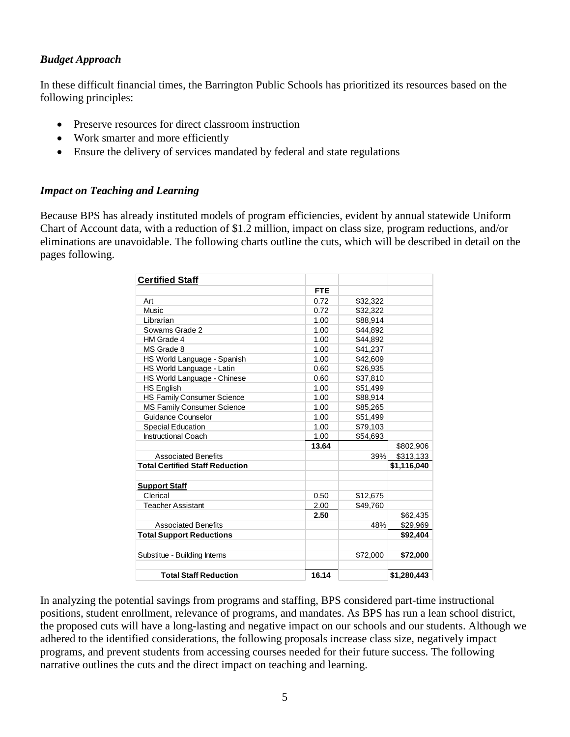### *Budget Approach*

In these difficult financial times, the Barrington Public Schools has prioritized its resources based on the following principles:

- Preserve resources for direct classroom instruction
- Work smarter and more efficiently
- Ensure the delivery of services mandated by federal and state regulations

### *Impact on Teaching and Learning*

Because BPS has already instituted models of program efficiencies, evident by annual statewide Uniform Chart of Account data, with a reduction of $1.2 million, impact on class size, program reductions, and/or eliminations are unavoidable. The following charts outline the cuts, which will be described in detail on the pages following.

| **Certified Staff** | | | |
|---|---|---|---|
| | **FTE** | | |
| Art | 0.72 | $32,322 | |
| Music | 0.72 | $32,322 | |
| Librarian | 1.00 | $88,914 | |
| Sowams Grade 2 | 1.00 | $44,892 | |
| HM Grade 4 | 1.00 | $44,892 | |
| MS Grade 8 | 1.00 | $41,237 | |
| HS World Language - Spanish | 1.00 | $42,609 | |
| HS World Language - Latin | 0.60 | $26,935 | |
| HS World Language - Chinese | 0.60 | $37,810 | |
| HS English | 1.00 | $51,499 | |
| HS Family Consumer Science | 1.00 | $88,914 | |
| MS Family Consumer Science | 1.00 | $85,265 | |
| Guidance Counselor | 1.00 | $51,499 | |
| Special Education | 1.00 | $79,103 | |
| Instructional Coach | 1.00 | $54,693 | |
| | **13.64** | | $802,906 |
| Associated Benefits | | 39% | $313,133 |
| **Total Certified Staff Reduction** | | | **$1,116,040** |
| | | | |
| **Support Staff** | | | |
| Clerical | 0.50 | $12,675 | |
| Teacher Assistant | 2.00 | $49,760 | |
| | **2.50** | | $62,435 |
| Associated Benefits | | 48% | $29,969 |
| **Total Support Reductions** | | | **$92,404** |
| | | | |
| Substitue - Building Interns | | $72,000 | **$72,000** |
| | | | |
| **Total Staff Reduction** | **16.14** | | **$1,280,443** |

In analyzing the potential savings from programs and staffing, BPS considered part-time instructional positions, student enrollment, relevance of programs, and mandates. As BPS has run a lean school district, the proposed cuts will have a long-lasting and negative impact on our schools and our students. Although we adhered to the identified considerations, the following proposals increase class size, negatively impact programs, and prevent students from accessing courses needed for their future success. The following narrative outlines the cuts and the direct impact on teaching and learning.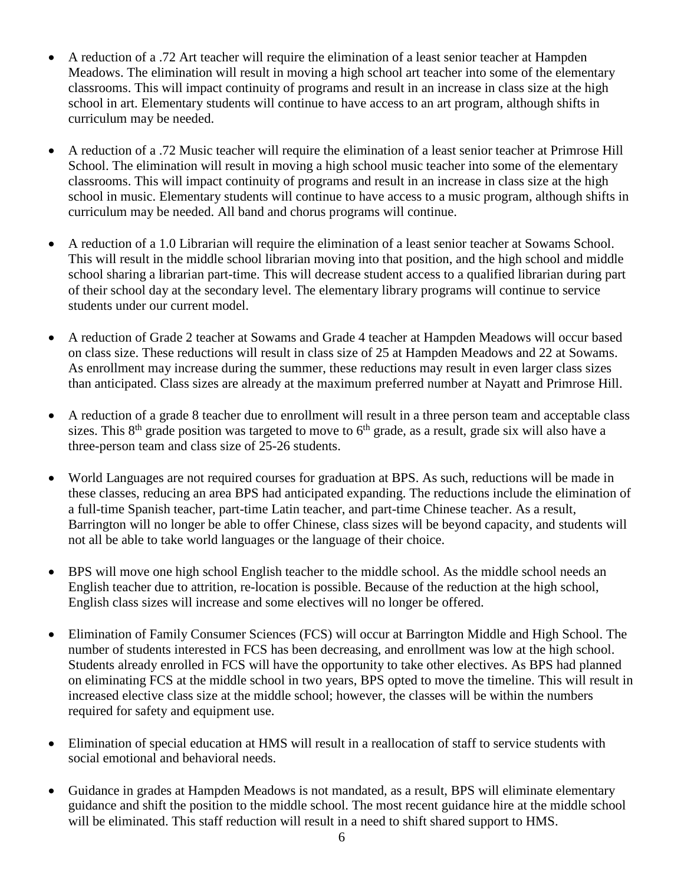- A reduction of a .72 Art teacher will require the elimination of a least senior teacher at Hampden Meadows. The elimination will result in moving a high school art teacher into some of the elementary classrooms. This will impact continuity of programs and result in an increase in class size at the high school in art. Elementary students will continue to have access to an art program, although shifts in curriculum may be needed.

- A reduction of a .72 Music teacher will require the elimination of a least senior teacher at Primrose Hill School. The elimination will result in moving a high school music teacher into some of the elementary classrooms. This will impact continuity of programs and result in an increase in class size at the high school in music. Elementary students will continue to have access to a music program, although shifts in curriculum may be needed. All band and chorus programs will continue.

- A reduction of a 1.0 Librarian will require the elimination of a least senior teacher at Sowams School. This will result in the middle school librarian moving into that position, and the high school and middle school sharing a librarian part-time. This will decrease student access to a qualified librarian during part of their school day at the secondary level. The elementary library programs will continue to service students under our current model.

- A reduction of Grade 2 teacher at Sowams and Grade 4 teacher at Hampden Meadows will occur based on class size. These reductions will result in class size of 25 at Hampden Meadows and 22 at Sowams. As enrollment may increase during the summer, these reductions may result in even larger class sizes than anticipated. Class sizes are already at the maximum preferred number at Nayatt and Primrose Hill.

- A reduction of a grade 8 teacher due to enrollment will result in a three person team and acceptable class sizes. This 8th grade position was targeted to move to 6th grade, as a result, grade six will also have a three-person team and class size of 25-26 students.

- World Languages are not required courses for graduation at BPS. As such, reductions will be made in these classes, reducing an area BPS had anticipated expanding. The reductions include the elimination of a full-time Spanish teacher, part-time Latin teacher, and part-time Chinese teacher. As a result, Barrington will no longer be able to offer Chinese, class sizes will be beyond capacity, and students will not all be able to take world languages or the language of their choice.

- BPS will move one high school English teacher to the middle school. As the middle school needs an English teacher due to attrition, re-location is possible. Because of the reduction at the high school, English class sizes will increase and some electives will no longer be offered.

- Elimination of Family Consumer Sciences (FCS) will occur at Barrington Middle and High School. The number of students interested in FCS has been decreasing, and enrollment was low at the high school. Students already enrolled in FCS will have the opportunity to take other electives. As BPS had planned on eliminating FCS at the middle school in two years, BPS opted to move the timeline. This will result in increased elective class size at the middle school; however, the classes will be within the numbers required for safety and equipment use.

- Elimination of special education at HMS will result in a reallocation of staff to service students with social emotional and behavioral needs.

- Guidance in grades at Hampden Meadows is not mandated, as a result, BPS will eliminate elementary guidance and shift the position to the middle school. The most recent guidance hire at the middle school will be eliminated. This staff reduction will result in a need to shift shared support to HMS.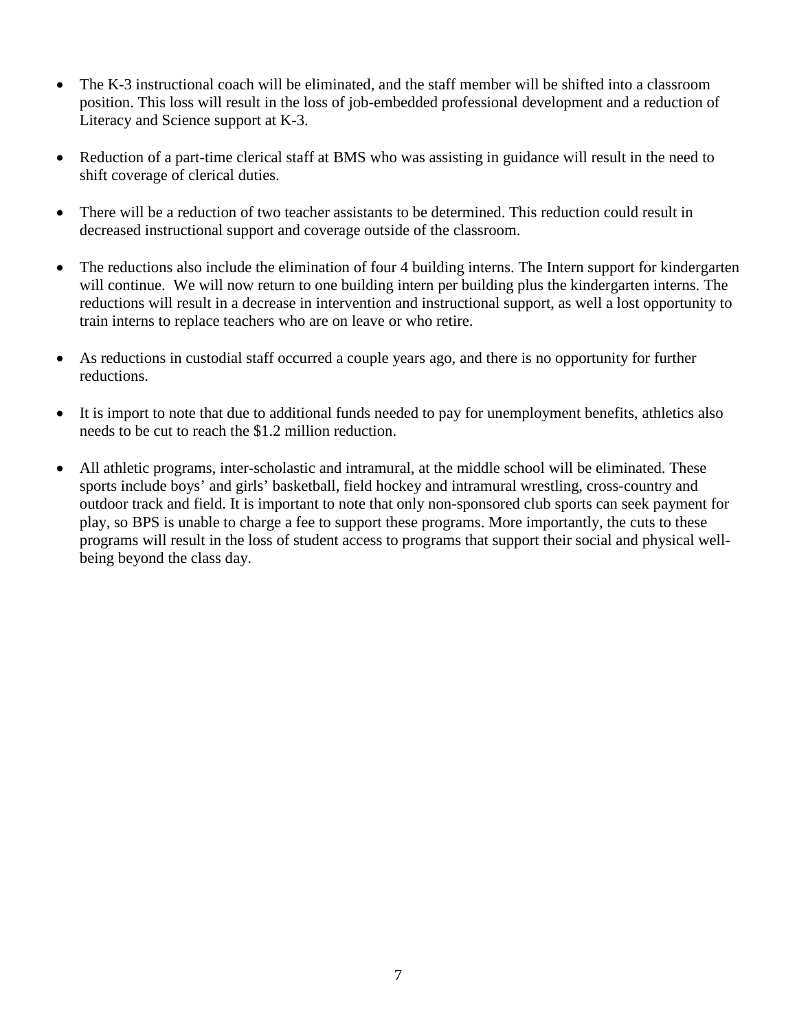- The K-3 instructional coach will be eliminated, and the staff member will be shifted into a classroom position. This loss will result in the loss of job-embedded professional development and a reduction of Literacy and Science support at K-3.

- Reduction of a part-time clerical staff at BMS who was assisting in guidance will result in the need to shift coverage of clerical duties.

- There will be a reduction of two teacher assistants to be determined. This reduction could result in decreased instructional support and coverage outside of the classroom.

- The reductions also include the elimination of four 4 building interns. The Intern support for kindergarten will continue. We will now return to one building intern per building plus the kindergarten interns. The reductions will result in a decrease in intervention and instructional support, as well a lost opportunity to train interns to replace teachers who are on leave or who retire.

- As reductions in custodial staff occurred a couple years ago, and there is no opportunity for further reductions.

- It is import to note that due to additional funds needed to pay for unemployment benefits, athletics also needs to be cut to reach the $1.2 million reduction.

- All athletic programs, inter-scholastic and intramural, at the middle school will be eliminated. These sports include boys' and girls' basketball, field hockey and intramural wrestling, cross-country and outdoor track and field. It is important to note that only non-sponsored club sports can seek payment for play, so BPS is unable to charge a fee to support these programs. More importantly, the cuts to these programs will result in the loss of student access to programs that support their social and physical well-being beyond the class day.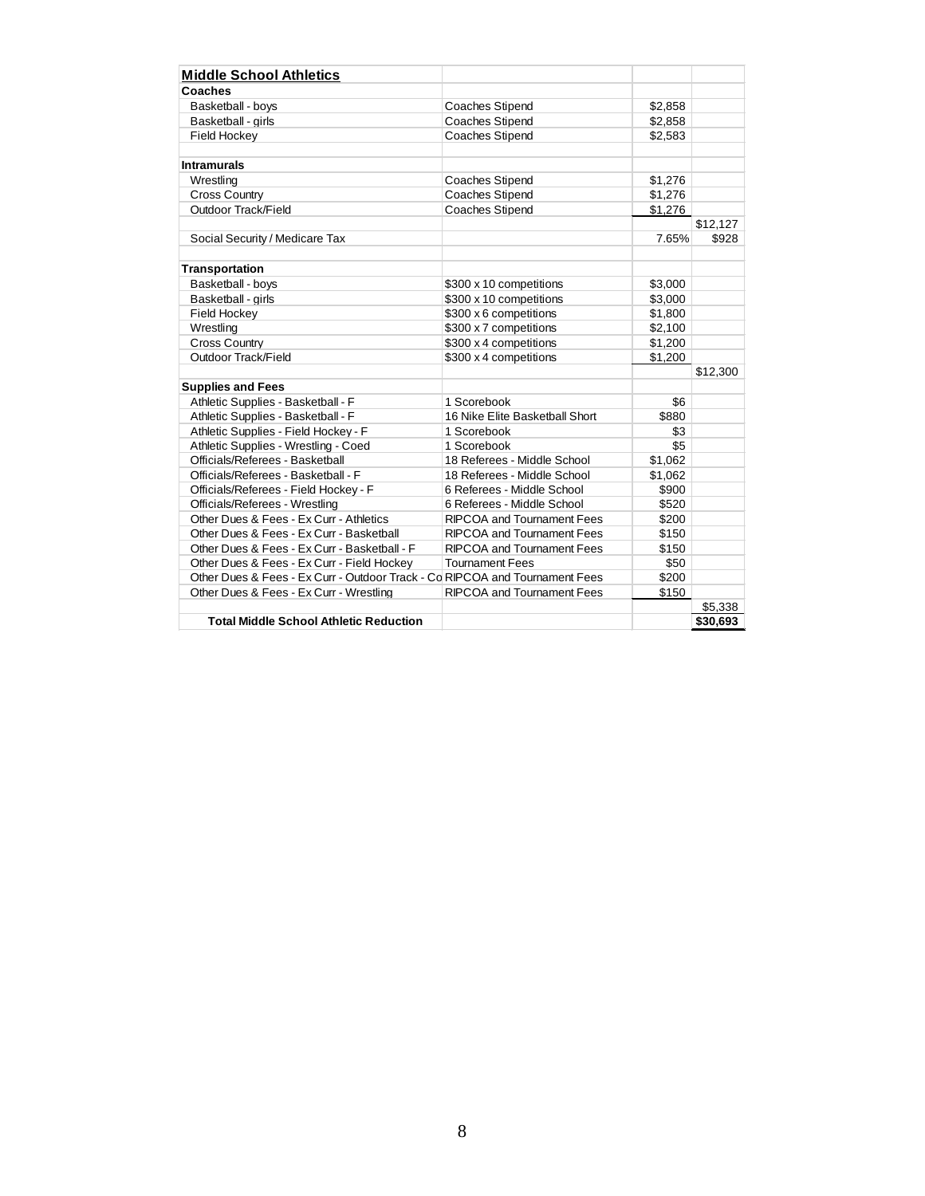| Middle School Athletics | | | |
|---|---|---|---|
| **Coaches** | | | |
| Basketball - boys | Coaches Stipend | $2,858 | |
| Basketball - girls | Coaches Stipend | $2,858 | |
| Field Hockey | Coaches Stipend | $2,583 | |
| | | | |
| **Intramurals** | | | |
| Wrestling | Coaches Stipend | $1,276 | |
| Cross Country | Coaches Stipend | $1,276 | |
| Outdoor Track/Field | Coaches Stipend | $1,276 | |
| | | | $12,127 |
| Social Security / Medicare Tax | | 7.65% | $928 |
| | | | |
| **Transportation** | | | |
| Basketball - boys | $300 x 10 competitions | $3,000 | |
| Basketball - girls | $300 x 10 competitions | $3,000 | |
| Field Hockey | $300 x 6 competitions | $1,800 | |
| Wrestling | $300 x 7 competitions | $2,100 | |
| Cross Country | $300 x 4 competitions | $1,200 | |
| Outdoor Track/Field | $300 x 4 competitions | $1,200 | |
| | | | $12,300 |
| **Supplies and Fees** | | | |
| Athletic Supplies - Basketball - F | 1 Scorebook | $6 | |
| Athletic Supplies - Basketball - F | 16 Nike Elite Basketball Short | $880 | |
| Athletic Supplies - Field Hockey - F | 1 Scorebook | $3 | |
| Athletic Supplies - Wrestling - Coed | 1 Scorebook | $5 | |
| Officials/Referees - Basketball | 18 Referees - Middle School | $1,062 | |
| Officials/Referees - Basketball - F | 18 Referees - Middle School | $1,062 | |
| Officials/Referees - Field Hockey - F | 6 Referees - Middle School | $900 | |
| Officials/Referees - Wrestling | 6 Referees - Middle School | $520 | |
| Other Dues & Fees - Ex Curr - Athletics | RIPCOA and Tournament Fees | $200 | |
| Other Dues & Fees - Ex Curr - Basketball | RIPCOA and Tournament Fees | $150 | |
| Other Dues & Fees - Ex Curr - Basketball - F | RIPCOA and Tournament Fees | $150 | |
| Other Dues & Fees - Ex Curr - Field Hockey | Tournament Fees | $50 | |
| Other Dues & Fees - Ex Curr - Outdoor Track - Co | RIPCOA and Tournament Fees | $200 | |
| Other Dues & Fees - Ex Curr - Wrestling | RIPCOA and Tournament Fees | $150 | |
| | | | $5,338 |
| **Total Middle School Athletic Reduction** | | | **$30,693** |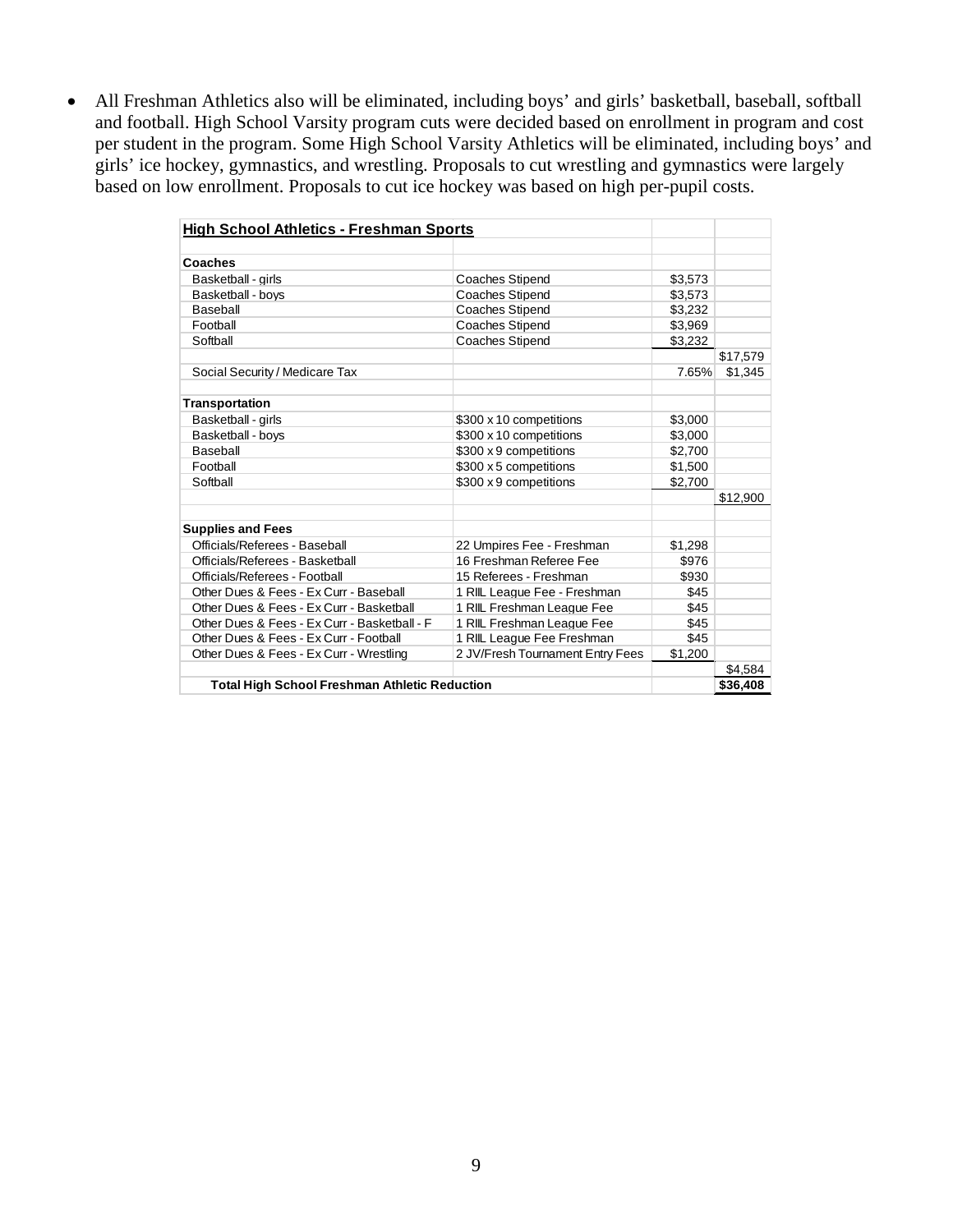- All Freshman Athletics also will be eliminated, including boys' and girls' basketball, baseball, softball and football. High School Varsity program cuts were decided based on enrollment in program and cost per student in the program. Some High School Varsity Athletics will be eliminated, including boys' and girls' ice hockey, gymnastics, and wrestling. Proposals to cut wrestling and gymnastics were largely based on low enrollment. Proposals to cut ice hockey was based on high per-pupil costs.

| **High School Athletics - Freshman Sports** | | | |
|---|---|---|---|
| | | | |
| **Coaches** | | | |
| Basketball - girls | Coaches Stipend | $3,573 | |
| Basketball - boys | Coaches Stipend | $3,573 | |
| Baseball | Coaches Stipend | $3,232 | |
| Football | Coaches Stipend | $3,969 | |
| Softball | Coaches Stipend | $3,232 | |
| | | | $17,579 |
| Social Security / Medicare Tax | | 7.65% | $1,345 |
| | | | |
| **Transportation** | | | |
| Basketball - girls | $300 x 10 competitions | $3,000 | |
| Basketball - boys | $300 x 10 competitions | $3,000 | |
| Baseball | $300 x 9 competitions | $2,700 | |
| Football | $300 x 5 competitions | $1,500 | |
| Softball | $300 x 9 competitions | $2,700 | |
| | | | $12,900 |
| | | | |
| **Supplies and Fees** | | | |
| Officials/Referees - Baseball | 22 Umpires Fee - Freshman | $1,298 | |
| Officials/Referees - Basketball | 16 Freshman Referee Fee | $976 | |
| Officials/Referees - Football | 15 Referees - Freshman | $930 | |
| Other Dues & Fees - Ex Curr - Baseball | 1 RIIL League Fee - Freshman | $45 | |
| Other Dues & Fees - Ex Curr - Basketball | 1 RIIL Freshman League Fee | $45 | |
| Other Dues & Fees - Ex Curr - Basketball - F | 1 RIIL Freshman League Fee | $45 | |
| Other Dues & Fees - Ex Curr - Football | 1 RIIL League Fee Freshman | $45 | |
| Other Dues & Fees - Ex Curr - Wrestling | 2 JV/Fresh Tournament Entry Fees | $1,200 | |
| | | | $4,584 |
| **Total High School Freshman Athletic Reduction** | | | **$36,408** |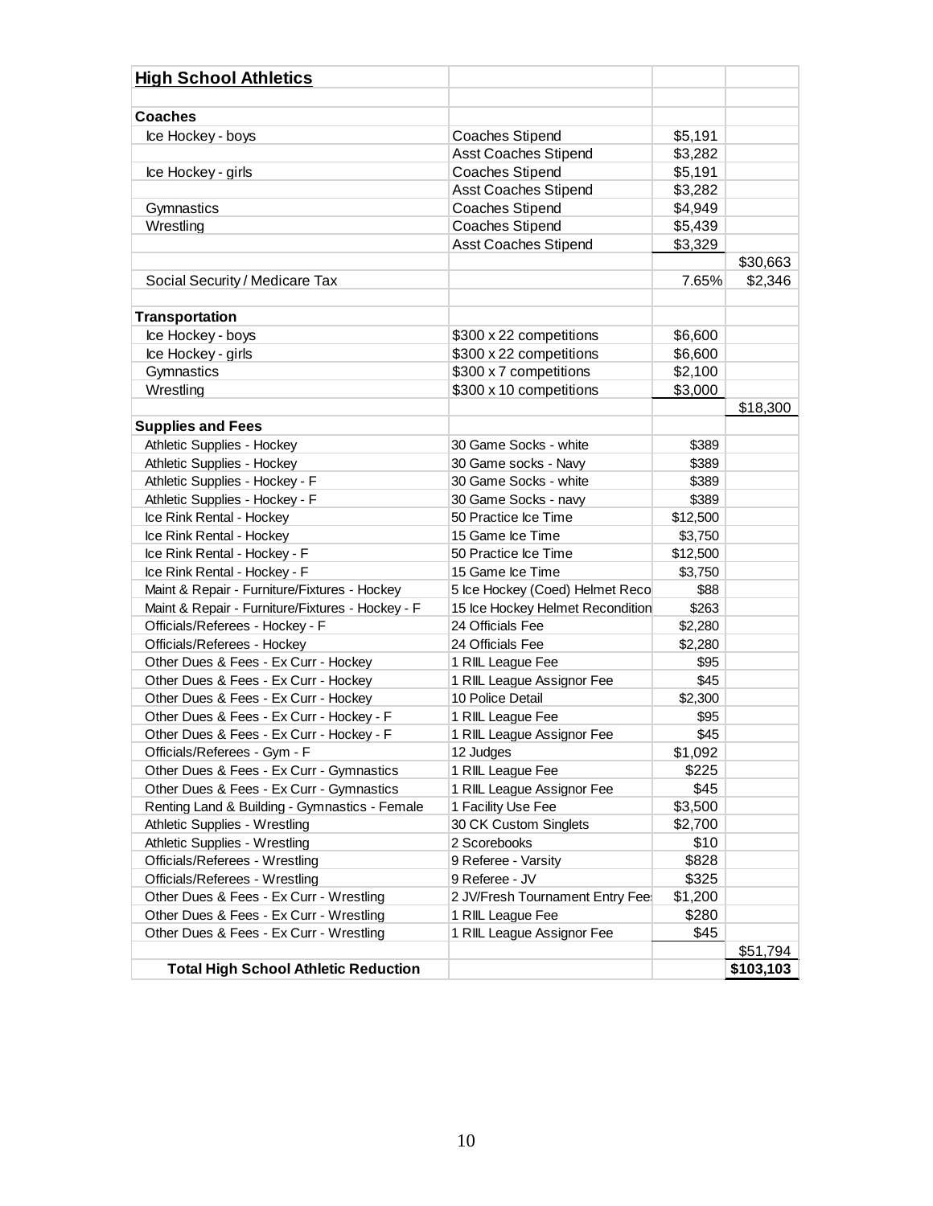| **High School Athletics** | | | |
|---|---|---|---|
| | | | |
| **Coaches** | | | |
| Ice Hockey - boys | Coaches Stipend | $5,191 | |
| | Asst Coaches Stipend | $3,282 | |
| Ice Hockey - girls | Coaches Stipend | $5,191 | |
| | Asst Coaches Stipend | $3,282 | |
| Gymnastics | Coaches Stipend | $4,949 | |
| Wrestling | Coaches Stipend | $5,439 | |
| | Asst Coaches Stipend | $3,329 | |
| | | | $30,663 |
| Social Security / Medicare Tax | | 7.65% | $2,346 |
| | | | |
| **Transportation** | | | |
| Ice Hockey - boys | $300 x 22 competitions | $6,600 | |
| Ice Hockey - girls | $300 x 22 competitions | $6,600 | |
| Gymnastics | $300 x 7 competitions | $2,100 | |
| Wrestling | $300 x 10 competitions | $3,000 | |
| | | | $18,300 |
| **Supplies and Fees** | | | |
| Athletic Supplies - Hockey | 30 Game Socks - white | $389 | |
| Athletic Supplies - Hockey | 30 Game socks - Navy | $389 | |
| Athletic Supplies - Hockey - F | 30 Game Socks - white | $389 | |
| Athletic Supplies - Hockey - F | 30 Game Socks - navy | $389 | |
| Ice Rink Rental - Hockey | 50 Practice Ice Time | $12,500 | |
| Ice Rink Rental - Hockey | 15 Game Ice Time | $3,750 | |
| Ice Rink Rental - Hockey - F | 50 Practice Ice Time | $12,500 | |
| Ice Rink Rental - Hockey - F | 15 Game Ice Time | $3,750 | |
| Maint & Repair - Furniture/Fixtures - Hockey | 5 Ice Hockey (Coed) Helmet Reco | $88 | |
| Maint & Repair - Furniture/Fixtures - Hockey - F | 15 Ice Hockey Helmet Recondition | $263 | |
| Officials/Referees - Hockey - F | 24 Officials Fee | $2,280 | |
| Officials/Referees - Hockey | 24 Officials Fee | $2,280 | |
| Other Dues & Fees - Ex Curr - Hockey | 1 RIIL League Fee | $95 | |
| Other Dues & Fees - Ex Curr - Hockey | 1 RIIL League Assignor Fee | $45 | |
| Other Dues & Fees - Ex Curr - Hockey | 10 Police Detail | $2,300 | |
| Other Dues & Fees - Ex Curr - Hockey - F | 1 RIIL League Fee | $95 | |
| Other Dues & Fees - Ex Curr - Hockey - F | 1 RIIL League Assignor Fee | $45 | |
| Officials/Referees - Gym - F | 12 Judges | $1,092 | |
| Other Dues & Fees - Ex Curr - Gymnastics | 1 RIIL League Fee | $225 | |
| Other Dues & Fees - Ex Curr - Gymnastics | 1 RIIL League Assignor Fee | $45 | |
| Renting Land & Building - Gymnastics - Female | 1 Facility Use Fee | $3,500 | |
| Athletic Supplies - Wrestling | 30 CK Custom Singlets | $2,700 | |
| Athletic Supplies - Wrestling | 2 Scorebooks | $10 | |
| Officials/Referees - Wrestling | 9 Referee - Varsity | $828 | |
| Officials/Referees - Wrestling | 9 Referee - JV | $325 | |
| Other Dues & Fees - Ex Curr - Wrestling | 2 JV/Fresh Tournament Entry Fee | $1,200 | |
| Other Dues & Fees - Ex Curr - Wrestling | 1 RIIL League Fee | $280 | |
| Other Dues & Fees - Ex Curr - Wrestling | 1 RIIL League Assignor Fee | $45 | |
| | | | $51,794 |
| **Total High School Athletic Reduction** | | | **$103,103** |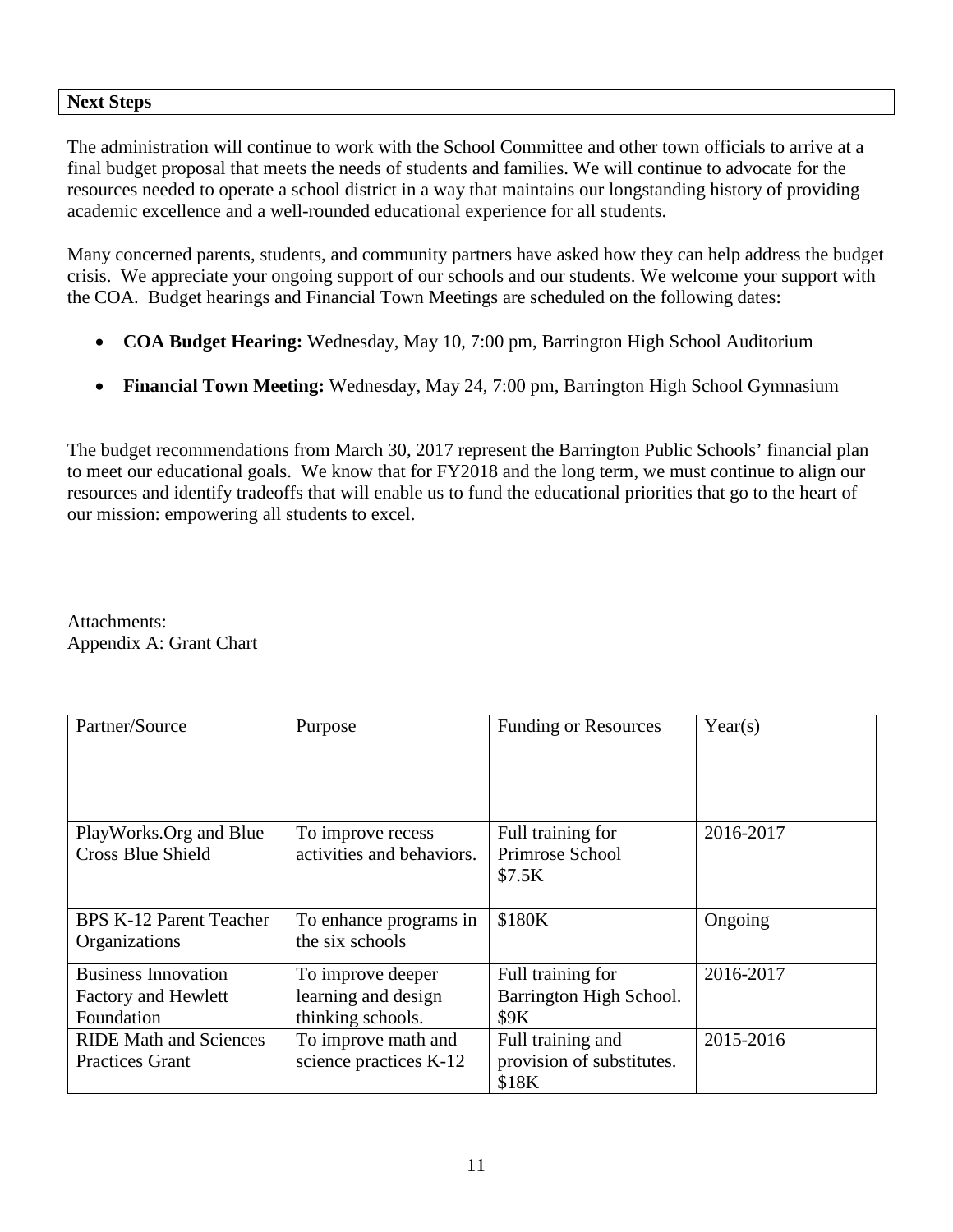## Next Steps

The administration will continue to work with the School Committee and other town officials to arrive at a final budget proposal that meets the needs of students and families. We will continue to advocate for the resources needed to operate a school district in a way that maintains our longstanding history of providing academic excellence and a well-rounded educational experience for all students.

Many concerned parents, students, and community partners have asked how they can help address the budget crisis. We appreciate your ongoing support of our schools and our students. We welcome your support with the COA. Budget hearings and Financial Town Meetings are scheduled on the following dates:

- **COA Budget Hearing:** Wednesday, May 10, 7:00 pm, Barrington High School Auditorium
- **Financial Town Meeting:** Wednesday, May 24, 7:00 pm, Barrington High School Gymnasium

The budget recommendations from March 30, 2017 represent the Barrington Public Schools' financial plan to meet our educational goals. We know that for FY2018 and the long term, we must continue to align our resources and identify tradeoffs that will enable us to fund the educational priorities that go to the heart of our mission: empowering all students to excel.

Attachments:
Appendix A: Grant Chart

| Partner/Source | Purpose | Funding or Resources | Year(s) |
|---|---|---|---|
| PlayWorks.Org and Blue Cross Blue Shield | To improve recess activities and behaviors. | Full training for Primrose School $7.5K | 2016-2017 |
| BPS K-12 Parent Teacher Organizations | To enhance programs in the six schools | $180K | Ongoing |
| Business Innovation Factory and Hewlett Foundation | To improve deeper learning and design thinking schools. | Full training for Barrington High School. $9K | 2016-2017 |
| RIDE Math and Sciences Practices Grant | To improve math and science practices K-12 | Full training and provision of substitutes. $18K | 2015-2016 |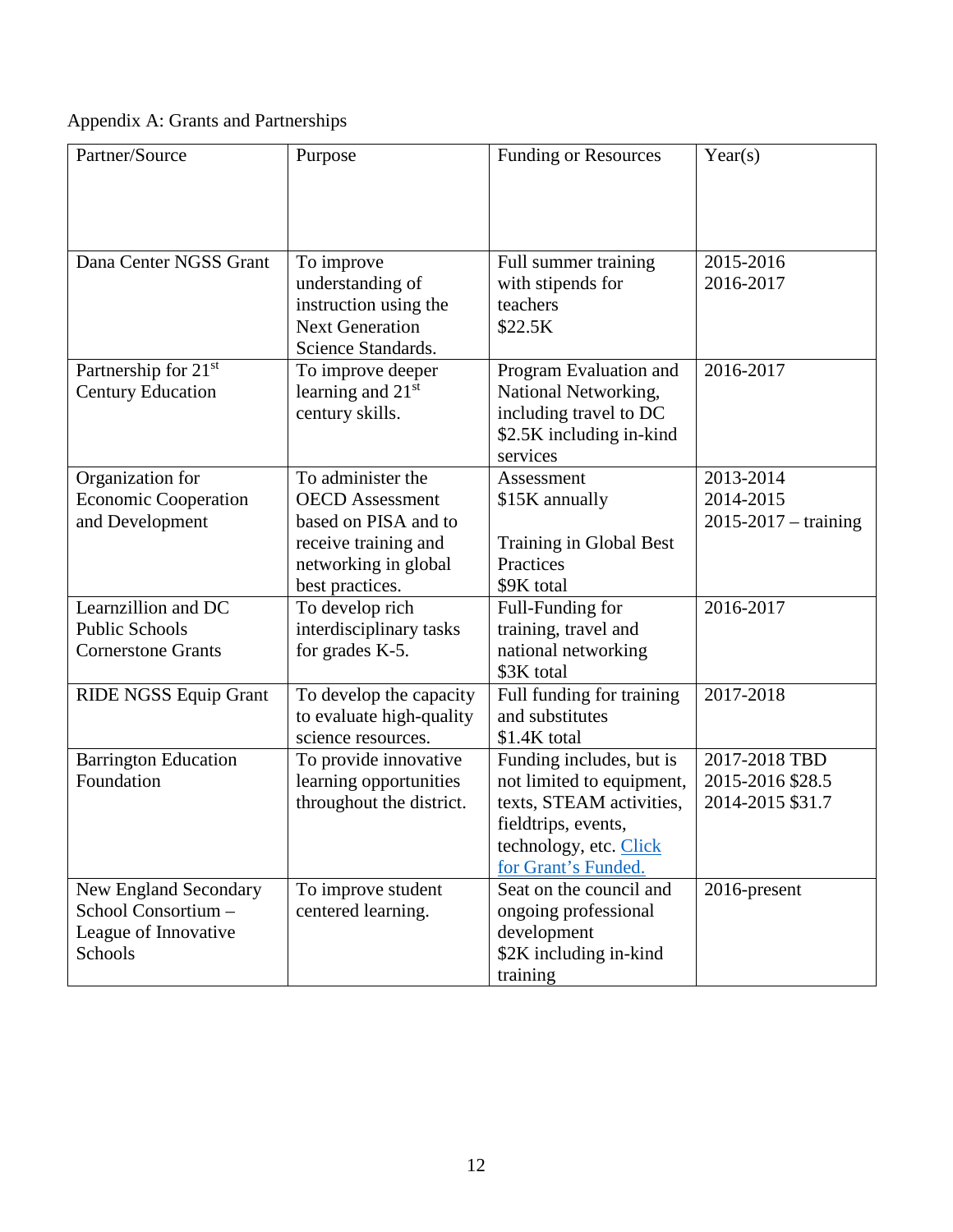Appendix A: Grants and Partnerships

| Partner/Source | Purpose | Funding or Resources | Year(s) |
|---|---|---|---|
| Dana Center NGSS Grant | To improve understanding of instruction using the Next Generation Science Standards. | Full summer training with stipends for teachers<br>$22.5K | 2015-2016<br>2016-2017 |
| Partnership for 21st Century Education | To improve deeper learning and 21st century skills. | Program Evaluation and National Networking, including travel to DC<br>$2.5K including in-kind services | 2016-2017 |
| Organization for Economic Cooperation and Development | To administer the OECD Assessment based on PISA and to receive training and networking in global best practices. | Assessment<br>$15K annually<br><br>Training in Global Best Practices<br>$9K total | 2013-2014<br>2014-2015<br>2015-2017 – training |
| Learnzillion and DC Public Schools Cornerstone Grants | To develop rich interdisciplinary tasks for grades K-5. | Full-Funding for training, travel and national networking<br>$3K total | 2016-2017 |
| RIDE NGSS Equip Grant | To develop the capacity to evaluate high-quality science resources. | Full funding for training and substitutes<br>$1.4K total | 2017-2018 |
| Barrington Education Foundation | To provide innovative learning opportunities throughout the district. | Funding includes, but is not limited to equipment, texts, STEAM activities, fieldtrips, events, technology, etc. Click for Grant's Funded. | 2017-2018 TBD<br>2015-2016 $28.5<br>2014-2015 $31.7 |
| New England Secondary School Consortium – League of Innovative Schools | To improve student centered learning. | Seat on the council and ongoing professional development<br>$2K including in-kind training | 2016-present |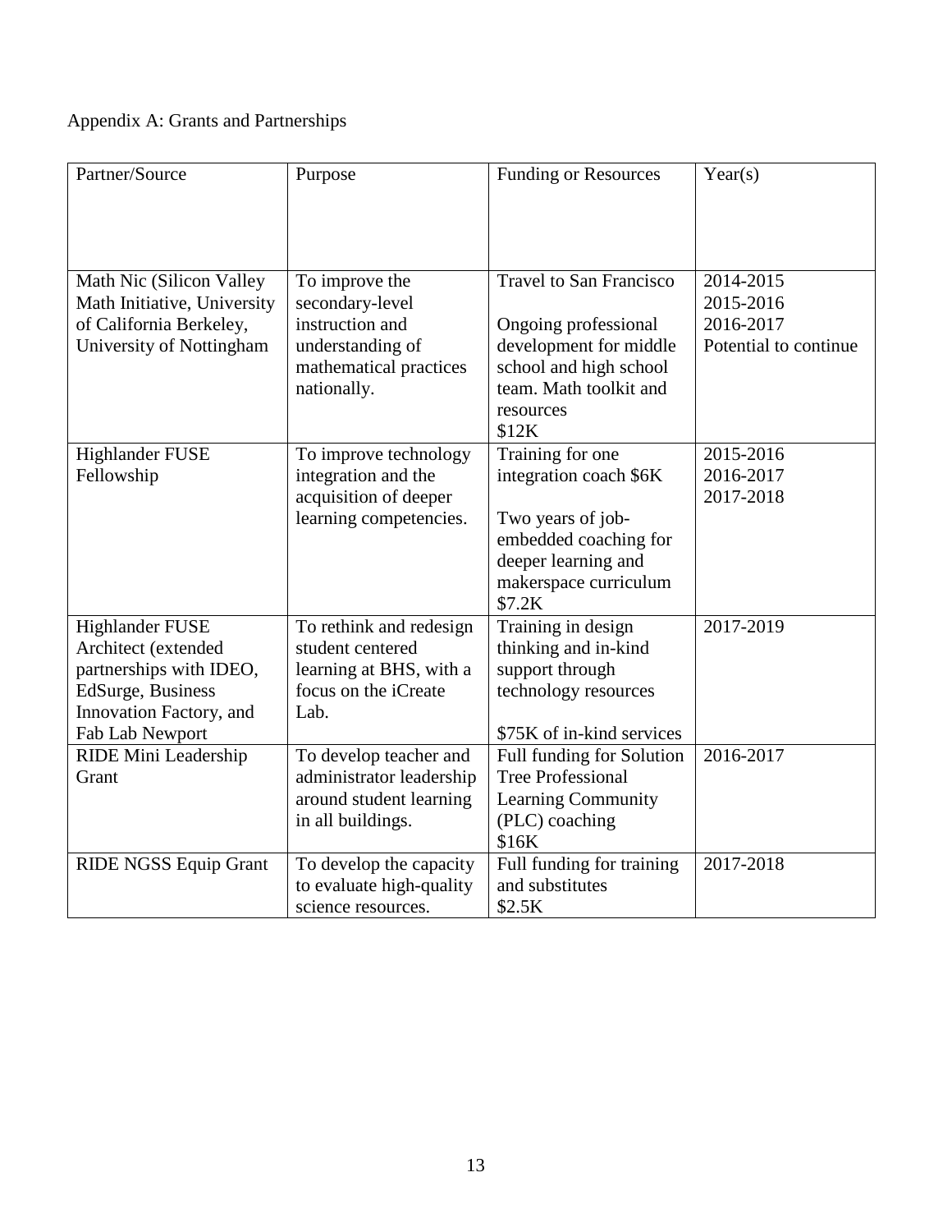Appendix A: Grants and Partnerships

| Partner/Source | Purpose | Funding or Resources | Year(s) |
|---|---|---|---|
| Math Nic (Silicon Valley Math Initiative, University of California Berkeley, University of Nottingham | To improve the secondary-level instruction and understanding of mathematical practices nationally. | Travel to San Francisco<br><br>Ongoing professional development for middle school and high school team. Math toolkit and resources<br>$12K | 2014-2015<br>2015-2016<br>2016-2017<br>Potential to continue |
| Highlander FUSE Fellowship | To improve technology integration and the acquisition of deeper learning competencies. | Training for one integration coach $6K<br><br>Two years of job-embedded coaching for deeper learning and makerspace curriculum<br>$7.2K | 2015-2016<br>2016-2017<br>2017-2018 |
| Highlander FUSE Architect (extended partnerships with IDEO, EdSurge, Business Innovation Factory, and Fab Lab Newport | To rethink and redesign student centered learning at BHS, with a focus on the iCreate Lab. | Training in design thinking and in-kind support through technology resources<br><br>$75K of in-kind services | 2017-2019 |
| RIDE Mini Leadership Grant | To develop teacher and administrator leadership around student learning in all buildings. | Full funding for Solution Tree Professional Learning Community (PLC) coaching<br>$16K | 2016-2017 |
| RIDE NGSS Equip Grant | To develop the capacity to evaluate high-quality science resources. | Full funding for training and substitutes<br>$2.5K | 2017-2018 |